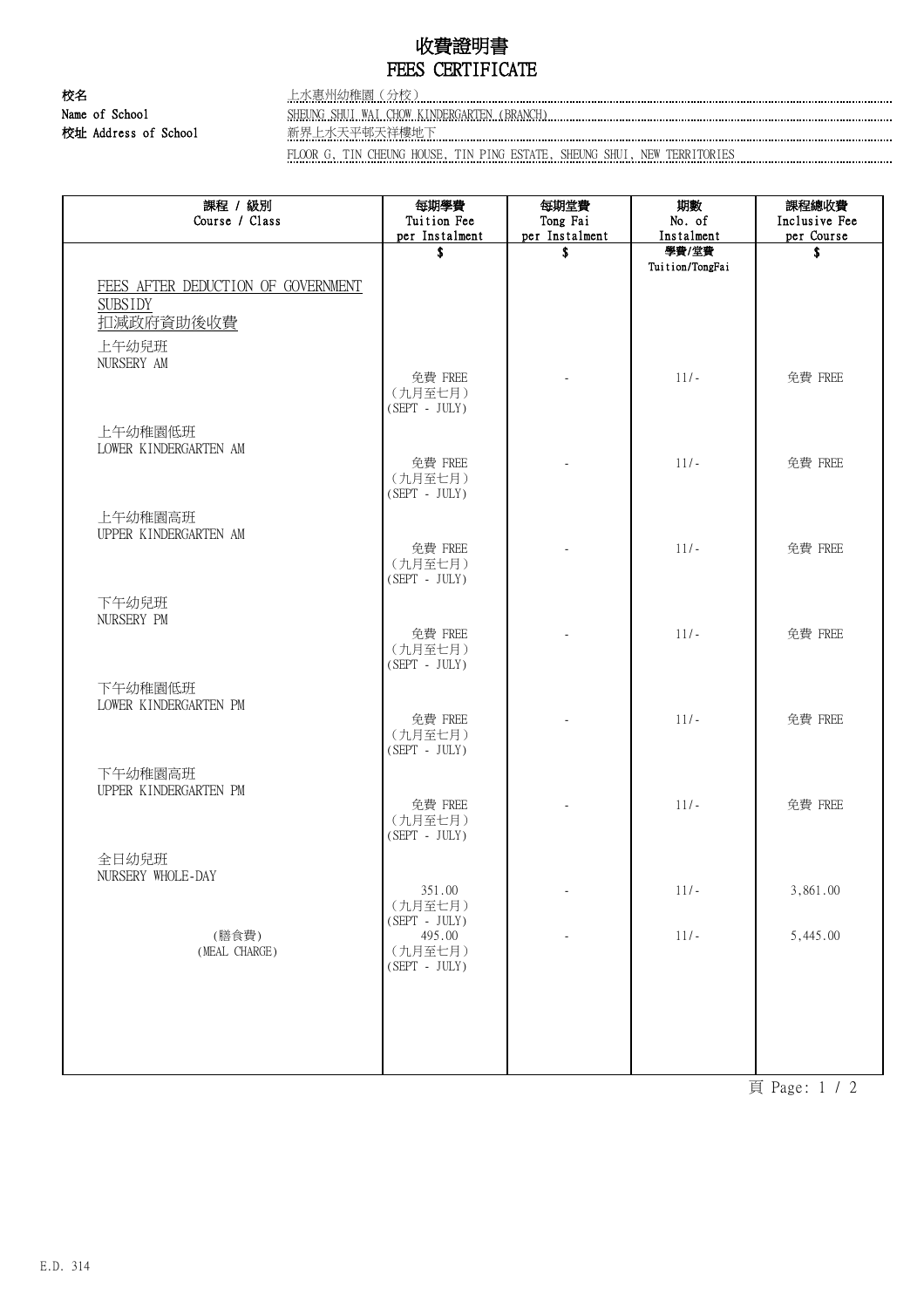# 收費證明書
# FEES CERTIFICATE

校名
Name of School: 上水惠州幼稚園（分校）
SHEUNG SHUI WAI CHOW KINDERGARTEN (BRANCH)

校址 Address of School: 新界上水天平邨天祥樓地下
FLOOR G, TIN CHEUNG HOUSE, TIN PING ESTATE, SHEUNG SHUI, NEW TERRITORIES

| 課程 / 級別<br>Course / Class | 每期學費<br>Tuition Fee<br>per Instalment | 每期堂費<br>Tong Fai<br>per Instalment | 期數<br>No. of<br>Instalment | 課程總收費<br>Inclusive Fee<br>per Course |
|---|---|---|---|---|
| | $ | $ | 學費/堂費<br>Tuition/TongFai | $ |
| FEES AFTER DEDUCTION OF GOVERNMENT SUBSIDY<br>扣減政府資助後收費 | | | | |
| 上午幼兒班<br>NURSERY AM | 免費 FREE<br>（九月至七月）<br>(SEPT - JULY) | - | 11/- | 免費 FREE |
| 上午幼稚園低班<br>LOWER KINDERGARTEN AM | 免費 FREE<br>（九月至七月）<br>(SEPT - JULY) | - | 11/- | 免費 FREE |
| 上午幼稚園高班<br>UPPER KINDERGARTEN AM | 免費 FREE<br>（九月至七月）<br>(SEPT - JULY) | - | 11/- | 免費 FREE |
| 下午幼兒班<br>NURSERY PM | 免費 FREE<br>（九月至七月）<br>(SEPT - JULY) | - | 11/- | 免費 FREE |
| 下午幼稚園低班<br>LOWER KINDERGARTEN PM | 免費 FREE<br>（九月至七月）<br>(SEPT - JULY) | - | 11/- | 免費 FREE |
| 下午幼稚園高班<br>UPPER KINDERGARTEN PM | 免費 FREE<br>（九月至七月）<br>(SEPT - JULY) | - | 11/- | 免費 FREE |
| 全日幼兒班<br>NURSERY WHOLE-DAY | 351.00<br>（九月至七月）<br>(SEPT - JULY) | - | 11/- | 3,861.00 |
| (膳食費)<br>(MEAL CHARGE) | 495.00<br>（九月至七月）<br>(SEPT - JULY) | - | 11/- | 5,445.00 |

E.D. 314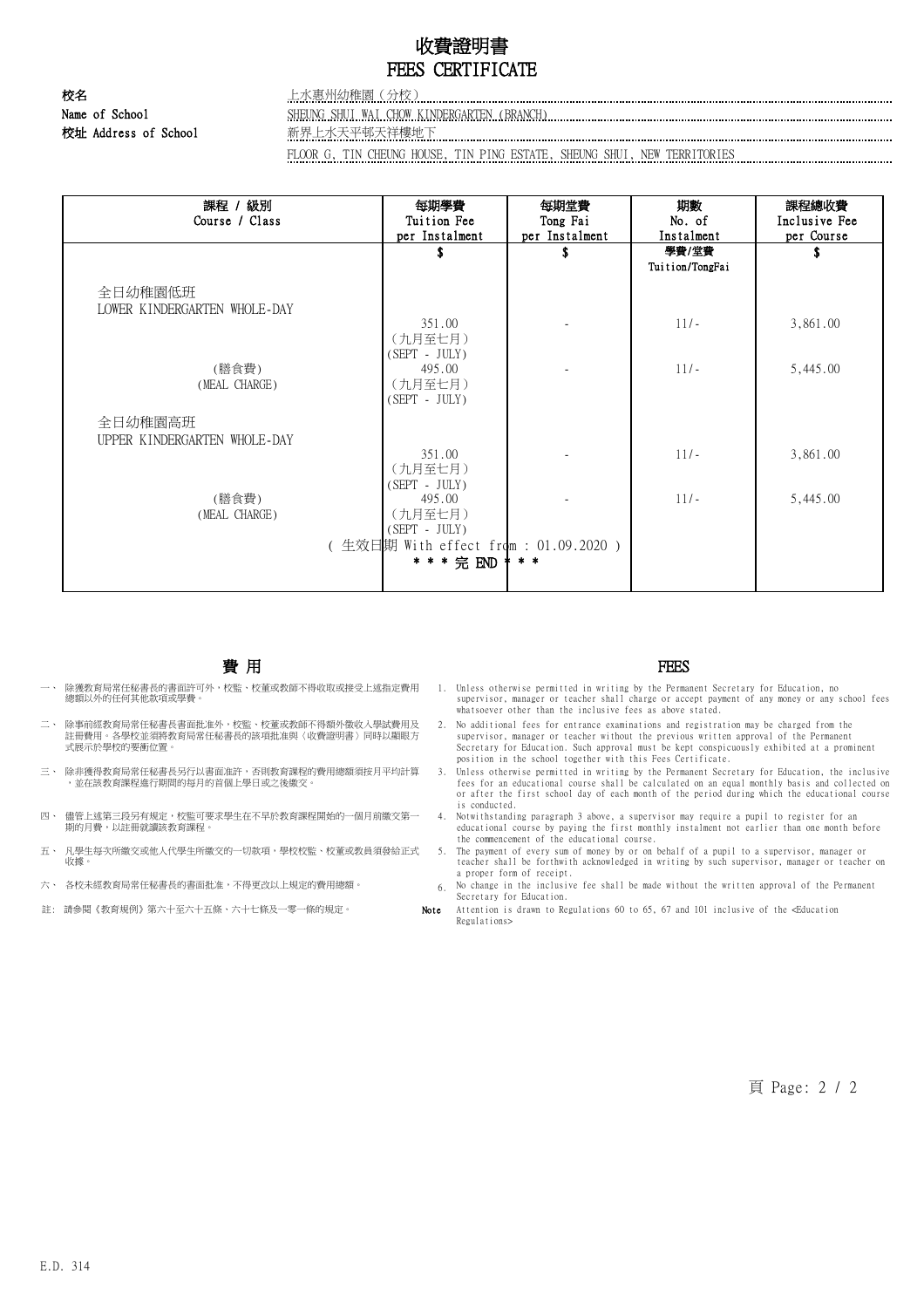# 收費證明書
# FEES CERTIFICATE

**校名** 上水惠州幼稚園（分校）

**Name of School** SHEUNG SHUI WAI CHOW KINDERGARTEN (BRANCH)

**校址 Address of School** 新界上水天平邨天祥樓地下

FLOOR G, TIN CHEUNG HOUSE, TIN PING ESTATE, SHEUNG SHUI, NEW TERRITORIES

| 課程 / 級別<br>Course / Class | 每期學費<br>Tuition Fee<br>per Instalment | 每期堂費<br>Tong Fai<br>per Instalment | 期數<br>No. of<br>Instalment | 課程總收費<br>Inclusive Fee<br>per Course |
|---|---|---|---|---|
| | $ | $ | 學費/堂費<br>Tuition/TongFai | $ |
| 全日幼稚園低班<br>LOWER KINDERGARTEN WHOLE-DAY | | | | |
| | 351.00<br>（九月至七月）<br>(SEPT - JULY) | - | 11/- | 3,861.00 |
| (膳食費)<br>(MEAL CHARGE) | 495.00<br>（九月至七月）<br>(SEPT - JULY) | - | 11/- | 5,445.00 |
| 全日幼稚園高班<br>UPPER KINDERGARTEN WHOLE-DAY | | | | |
| | 351.00<br>（九月至七月）<br>(SEPT - JULY) | - | 11/- | 3,861.00 |
| (膳食費)<br>(MEAL CHARGE) | 495.00<br>（九月至七月）<br>(SEPT - JULY) | - | 11/- | 5,445.00 |

( 生效日期 With effect from : 01.09.2020 )

* * * 完 END * * *

## 費 用

一、 除獲教育局常任秘書長的書面許可外，校監、校董或教師不得收取或接受上述指定費用總額以外的任何其他款項或學費。

二、 除事前經教育局常任秘書長書面批准外，校監、校董或教師不得額外徵收入學試費用及註冊費用。各學校並須將教育局常任秘書長的該項批准與〈收費證明書〉同時以顯眼方式展示於學校的要衝位置。

三、 除非獲得教育局常任秘書長另行以書面准許，否則教育課程的費用總額須按月平均計算，並在該教育課程進行期間的每月的首個上學日或之後繳交。

四、 儘管上述第三段另有規定，校監可要求學生在不早於教育課程開始的一個月前繳交第一期的月費，以註冊就讀該教育課程。

五、 凡學生每次所繳交或他人代學生所繳交的一切款項，學校校監、校董或教員須發給正式收據。

六、 各校未經教育局常任秘書長的書面批准，不得更改以上規定的費用總額。

註: 請參閱《教育規例》第六十至六十五條、六十七條及一零一條的規定。

## FEES

1. Unless otherwise permitted in writing by the Permanent Secretary for Education, no supervisor, manager or teacher shall charge or accept payment of any money or any school fees whatsoever other than the inclusive fees as above stated.
2. No additional fees for entrance examinations and registration may be charged from the supervisor, manager or teacher without the previous written approval of the Permanent Secretary for Education. Such approval must be kept conspicuously exhibited at a prominent position in the school together with this Fees Certificate.
3. Unless otherwise permitted in writing by the Permanent Secretary for Education, the inclusive fees for an educational course shall be calculated on an equal monthly basis and collected on or after the first school day of each month of the period during which the educational course is conducted.
4. Notwithstanding paragraph 3 above, a supervisor may require a pupil to register for an educational course by paying the first monthly instalment not earlier than one month before the commencement of the educational course.
5. The payment of every sum of money by or on behalf of a pupil to a supervisor, manager or teacher shall be forthwith acknowledged in writing by such supervisor, manager or teacher on a proper form of receipt.
6. No change in the inclusive fee shall be made without the written approval of the Permanent Secretary for Education.

**Note** Attention is drawn to Regulations 60 to 65, 67 and 101 inclusive of the <Education Regulations>

E.D. 314